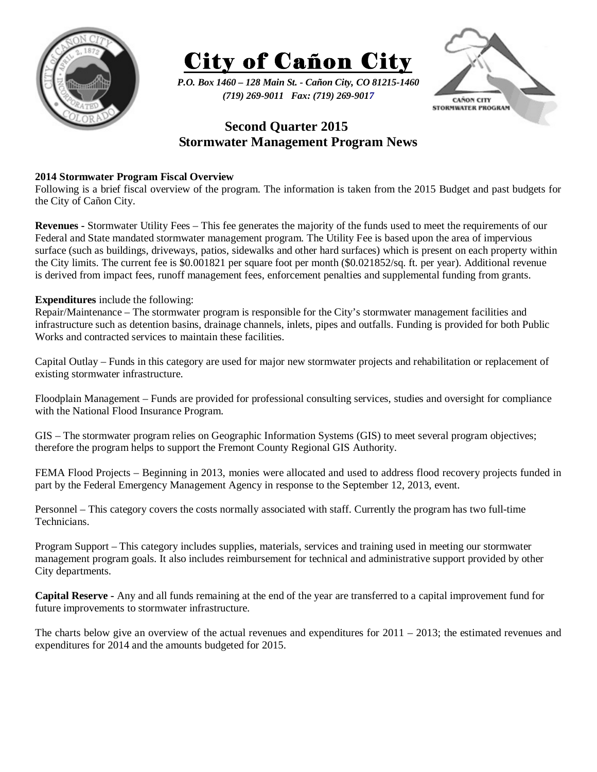# City of Cañon City

*P.O. Box 1460 – 128 Main St. - Cañon City, CO 81215-1460*
*(719) 269-9011 Fax: (719) 269-9017*

## Second Quarter 2015
## Stormwater Management Program News

**2014 Stormwater Program Fiscal Overview**
Following is a brief fiscal overview of the program. The information is taken from the 2015 Budget and past budgets for the City of Cañon City.

**Revenues -** Stormwater Utility Fees – This fee generates the majority of the funds used to meet the requirements of our Federal and State mandated stormwater management program. The Utility Fee is based upon the area of impervious surface (such as buildings, driveways, patios, sidewalks and other hard surfaces) which is present on each property within the City limits. The current fee is $0.001821 per square foot per month ($0.021852/sq. ft. per year). Additional revenue is derived from impact fees, runoff management fees, enforcement penalties and supplemental funding from grants.

**Expenditures** include the following:
Repair/Maintenance – The stormwater program is responsible for the City's stormwater management facilities and infrastructure such as detention basins, drainage channels, inlets, pipes and outfalls. Funding is provided for both Public Works and contracted services to maintain these facilities.

Capital Outlay – Funds in this category are used for major new stormwater projects and rehabilitation or replacement of existing stormwater infrastructure.

Floodplain Management – Funds are provided for professional consulting services, studies and oversight for compliance with the National Flood Insurance Program.

GIS – The stormwater program relies on Geographic Information Systems (GIS) to meet several program objectives; therefore the program helps to support the Fremont County Regional GIS Authority.

FEMA Flood Projects – Beginning in 2013, monies were allocated and used to address flood recovery projects funded in part by the Federal Emergency Management Agency in response to the September 12, 2013, event.

Personnel – This category covers the costs normally associated with staff. Currently the program has two full-time Technicians.

Program Support – This category includes supplies, materials, services and training used in meeting our stormwater management program goals. It also includes reimbursement for technical and administrative support provided by other City departments.

**Capital Reserve -** Any and all funds remaining at the end of the year are transferred to a capital improvement fund for future improvements to stormwater infrastructure.

The charts below give an overview of the actual revenues and expenditures for 2011 – 2013; the estimated revenues and expenditures for 2014 and the amounts budgeted for 2015.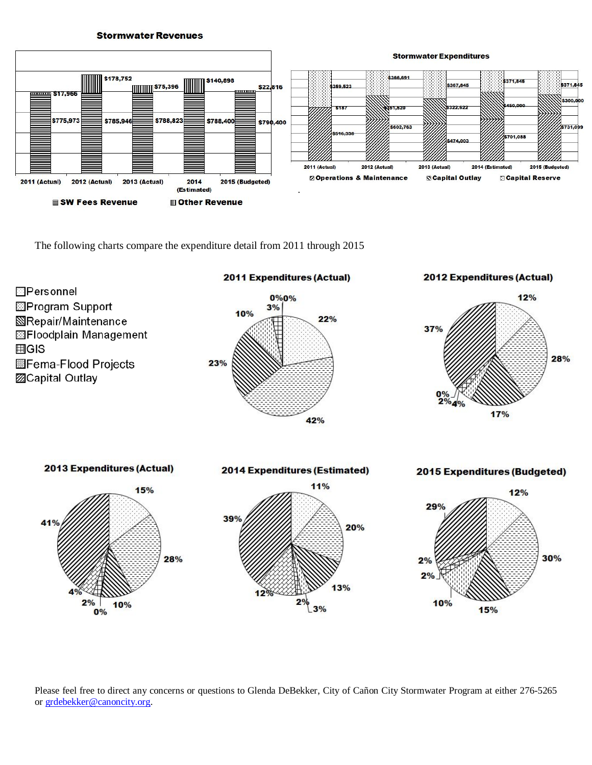**Stormwater Revenues**

$17,966
$775,973
$178,752
$785,946
$75,396
$788,823
$140,898
$788,400
$22,816
$790,400

2011 (Actual)
2012 (Actual)
2013 (Actual)
2014 (Estimated)
2015 (Budgeted)

SW Fees Revenue
Other Revenue

**Stormwater Expenditures**

$359,523
$187
$516,336
$366,691
$351,520
$602,763
$367,845
$322,622
$474,003
$371,845
$450,000
$701,088
$371,845
$300,000
$731,099

2011 (Actual)
2012 (Actual)
2013 (Actual)
2014 (Estimated)
2015 (Budgeted)

Operations & Maintenance
Capital Outlay
Capital Reserve

The following charts compare the expenditure detail from 2011 through 2015

Personnel
Program Support
Repair/Maintenance
Floodplain Management
GIS
Fema-Flood Projects
Capital Outlay

**2011 Expenditures (Actual)**

0% 0%
3%
22%
10%
23%
42%

**2012 Expenditures (Actual)**

12%
37%
28%
0%
2%
4%
17%

**2013 Expenditures (Actual)**

15%
41%
28%
4%
2%
0%
10%

**2014 Expenditures (Estimated)**

11%
39%
20%
13%
12%
2%
3%

**2015 Expenditures (Budgeted)**

12%
29%
30%
2%
2%
10%
15%

Please feel free to direct any concerns or questions to Glenda DeBekker, City of Cañon City Stormwater Program at either 276-5265 or grdebekker@canoncity.org.